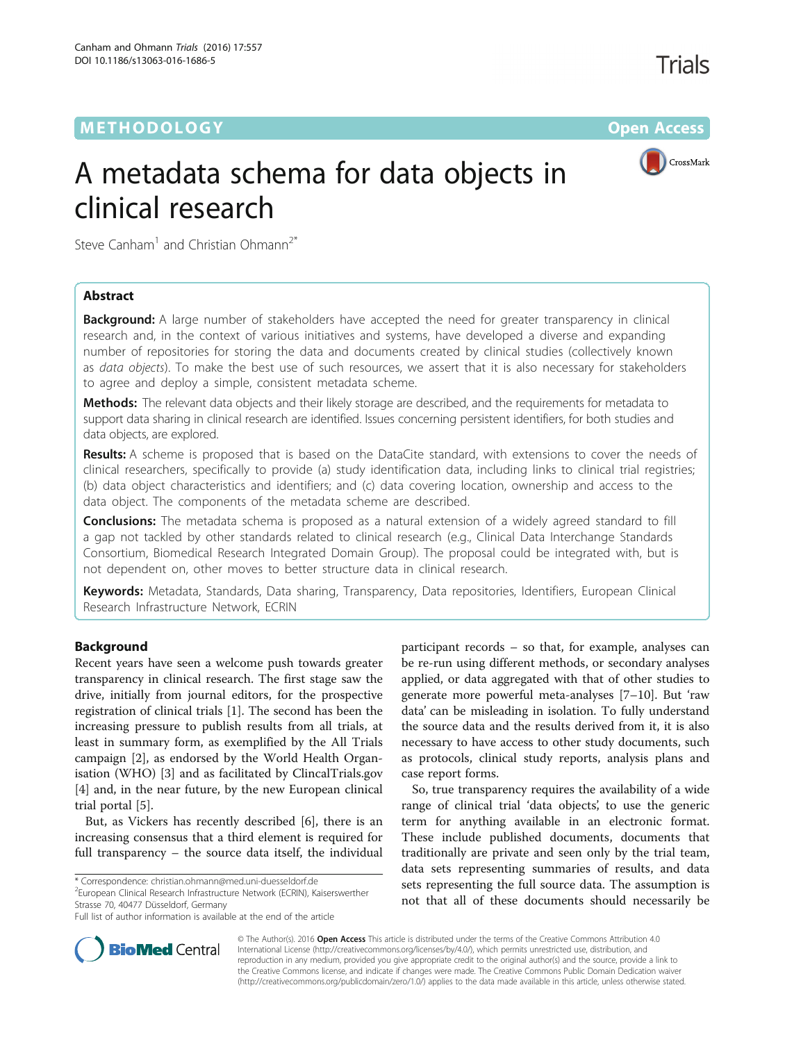METHODOLOGY

Open Access

# A metadata schema for data objects in clinical research

Steve Canham[1] and Christian Ohmann[2*]

## Abstract

**Background:** A large number of stakeholders have accepted the need for greater transparency in clinical research and, in the context of various initiatives and systems, have developed a diverse and expanding number of repositories for storing the data and documents created by clinical studies (collectively known as *data objects*). To make the best use of such resources, we assert that it is also necessary for stakeholders to agree and deploy a simple, consistent metadata scheme.

**Methods:** The relevant data objects and their likely storage are described, and the requirements for metadata to support data sharing in clinical research are identified. Issues concerning persistent identifiers, for both studies and data objects, are explored.

**Results:** A scheme is proposed that is based on the DataCite standard, with extensions to cover the needs of clinical researchers, specifically to provide (a) study identification data, including links to clinical trial registries; (b) data object characteristics and identifiers; and (c) data covering location, ownership and access to the data object. The components of the metadata scheme are described.

**Conclusions:** The metadata schema is proposed as a natural extension of a widely agreed standard to fill a gap not tackled by other standards related to clinical research (e.g., Clinical Data Interchange Standards Consortium, Biomedical Research Integrated Domain Group). The proposal could be integrated with, but is not dependent on, other moves to better structure data in clinical research.

**Keywords:** Metadata, Standards, Data sharing, Transparency, Data repositories, Identifiers, European Clinical Research Infrastructure Network, ECRIN

## Background

Recent years have seen a welcome push towards greater transparency in clinical research. The first stage saw the drive, initially from journal editors, for the prospective registration of clinical trials [1]. The second has been the increasing pressure to publish results from all trials, at least in summary form, as exemplified by the All Trials campaign [2], as endorsed by the World Health Organisation (WHO) [3] and as facilitated by ClincalTrials.gov [4] and, in the near future, by the new European clinical trial portal [5].

But, as Vickers has recently described [6], there is an increasing consensus that a third element is required for full transparency – the source data itself, the individual participant records – so that, for example, analyses can be re-run using different methods, or secondary analyses applied, or data aggregated with that of other studies to generate more powerful meta-analyses [7–10]. But 'raw data' can be misleading in isolation. To fully understand the source data and the results derived from it, it is also necessary to have access to other study documents, such as protocols, clinical study reports, analysis plans and case report forms.

So, true transparency requires the availability of a wide range of clinical trial 'data objects', to use the generic term for anything available in an electronic format. These include published documents, documents that traditionally are private and seen only by the trial team, data sets representing summaries of results, and data sets representing the full source data. The assumption is not that all of these documents should necessarily be

\* Correspondence: christian.ohmann@med.uni-duesseldorf.de
[2]European Clinical Research Infrastructure Network (ECRIN), Kaiserswerther Strasse 70, 40477 Düsseldorf, Germany
Full list of author information is available at the end of the article

© The Author(s). 2016 **Open Access** This article is distributed under the terms of the Creative Commons Attribution 4.0 International License (http://creativecommons.org/licenses/by/4.0/), which permits unrestricted use, distribution, and reproduction in any medium, provided you give appropriate credit to the original author(s) and the source, provide a link to the Creative Commons license, and indicate if changes were made. The Creative Commons Public Domain Dedication waiver (http://creativecommons.org/publicdomain/zero/1.0/) applies to the data made available in this article, unless otherwise stated.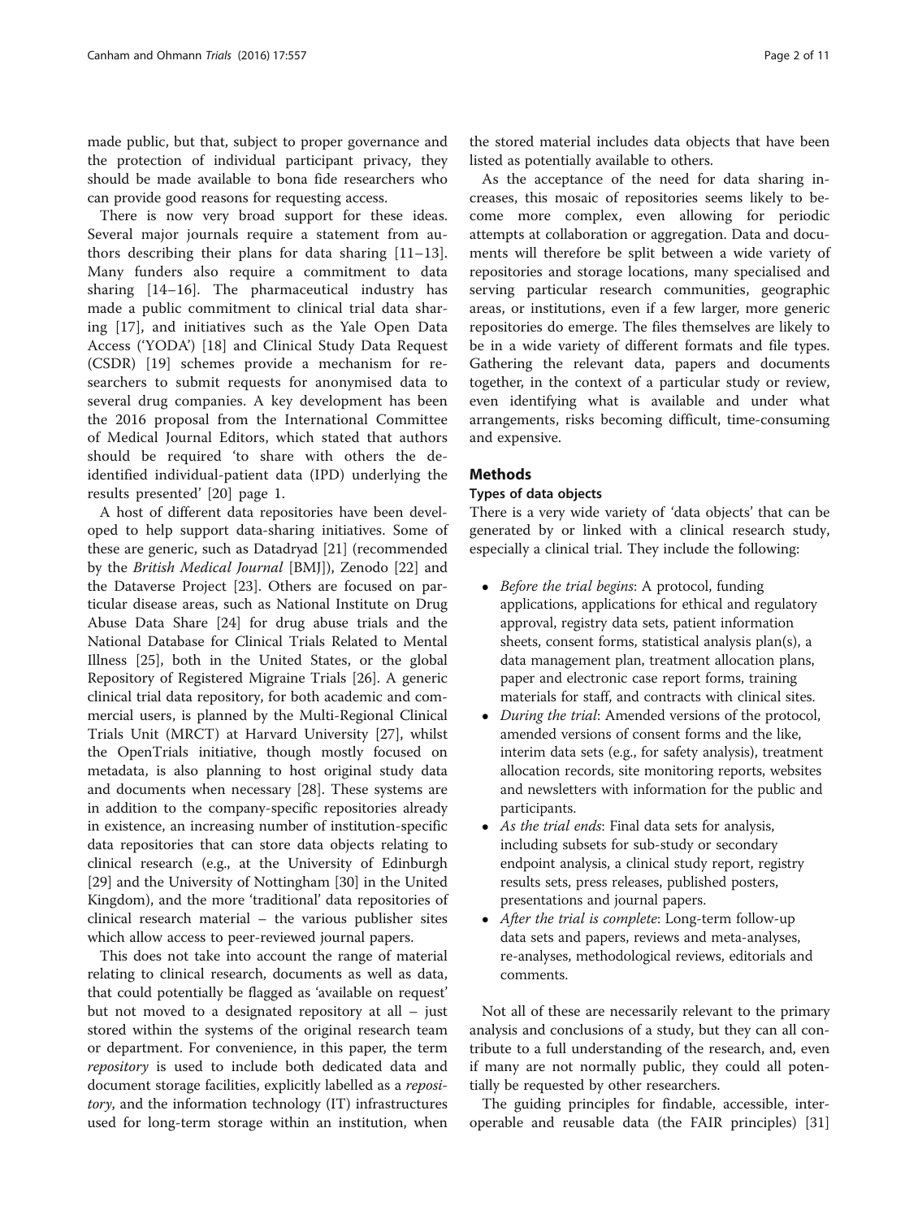made public, but that, subject to proper governance and the protection of individual participant privacy, they should be made available to bona fide researchers who can provide good reasons for requesting access.

There is now very broad support for these ideas. Several major journals require a statement from authors describing their plans for data sharing [11–13]. Many funders also require a commitment to data sharing [14–16]. The pharmaceutical industry has made a public commitment to clinical trial data sharing [17], and initiatives such as the Yale Open Data Access ('YODA') [18] and Clinical Study Data Request (CSDR) [19] schemes provide a mechanism for researchers to submit requests for anonymised data to several drug companies. A key development has been the 2016 proposal from the International Committee of Medical Journal Editors, which stated that authors should be required 'to share with others the deidentified individual-patient data (IPD) underlying the results presented' [20] page 1.

A host of different data repositories have been developed to help support data-sharing initiatives. Some of these are generic, such as Datadryad [21] (recommended by the *British Medical Journal* [BMJ]), Zenodo [22] and the Dataverse Project [23]. Others are focused on particular disease areas, such as National Institute on Drug Abuse Data Share [24] for drug abuse trials and the National Database for Clinical Trials Related to Mental Illness [25], both in the United States, or the global Repository of Registered Migraine Trials [26]. A generic clinical trial data repository, for both academic and commercial users, is planned by the Multi-Regional Clinical Trials Unit (MRCT) at Harvard University [27], whilst the OpenTrials initiative, though mostly focused on metadata, is also planning to host original study data and documents when necessary [28]. These systems are in addition to the company-specific repositories already in existence, an increasing number of institution-specific data repositories that can store data objects relating to clinical research (e.g., at the University of Edinburgh [29] and the University of Nottingham [30] in the United Kingdom), and the more 'traditional' data repositories of clinical research material – the various publisher sites which allow access to peer-reviewed journal papers.

This does not take into account the range of material relating to clinical research, documents as well as data, that could potentially be flagged as 'available on request' but not moved to a designated repository at all – just stored within the systems of the original research team or department. For convenience, in this paper, the term *repository* is used to include both dedicated data and document storage facilities, explicitly labelled as a *repository*, and the information technology (IT) infrastructures used for long-term storage within an institution, when the stored material includes data objects that have been listed as potentially available to others.

As the acceptance of the need for data sharing increases, this mosaic of repositories seems likely to become more complex, even allowing for periodic attempts at collaboration or aggregation. Data and documents will therefore be split between a wide variety of repositories and storage locations, many specialised and serving particular research communities, geographic areas, or institutions, even if a few larger, more generic repositories do emerge. The files themselves are likely to be in a wide variety of different formats and file types. Gathering the relevant data, papers and documents together, in the context of a particular study or review, even identifying what is available and under what arrangements, risks becoming difficult, time-consuming and expensive.

## Methods

### Types of data objects

There is a very wide variety of 'data objects' that can be generated by or linked with a clinical research study, especially a clinical trial. They include the following:

- *Before the trial begins*: A protocol, funding applications, applications for ethical and regulatory approval, registry data sets, patient information sheets, consent forms, statistical analysis plan(s), a data management plan, treatment allocation plans, paper and electronic case report forms, training materials for staff, and contracts with clinical sites.
- *During the trial*: Amended versions of the protocol, amended versions of consent forms and the like, interim data sets (e.g., for safety analysis), treatment allocation records, site monitoring reports, websites and newsletters with information for the public and participants.
- *As the trial ends*: Final data sets for analysis, including subsets for sub-study or secondary endpoint analysis, a clinical study report, registry results sets, press releases, published posters, presentations and journal papers.
- *After the trial is complete*: Long-term follow-up data sets and papers, reviews and meta-analyses, re-analyses, methodological reviews, editorials and comments.

Not all of these are necessarily relevant to the primary analysis and conclusions of a study, but they can all contribute to a full understanding of the research, and, even if many are not normally public, they could all potentially be requested by other researchers.

The guiding principles for findable, accessible, interoperable and reusable data (the FAIR principles) [31]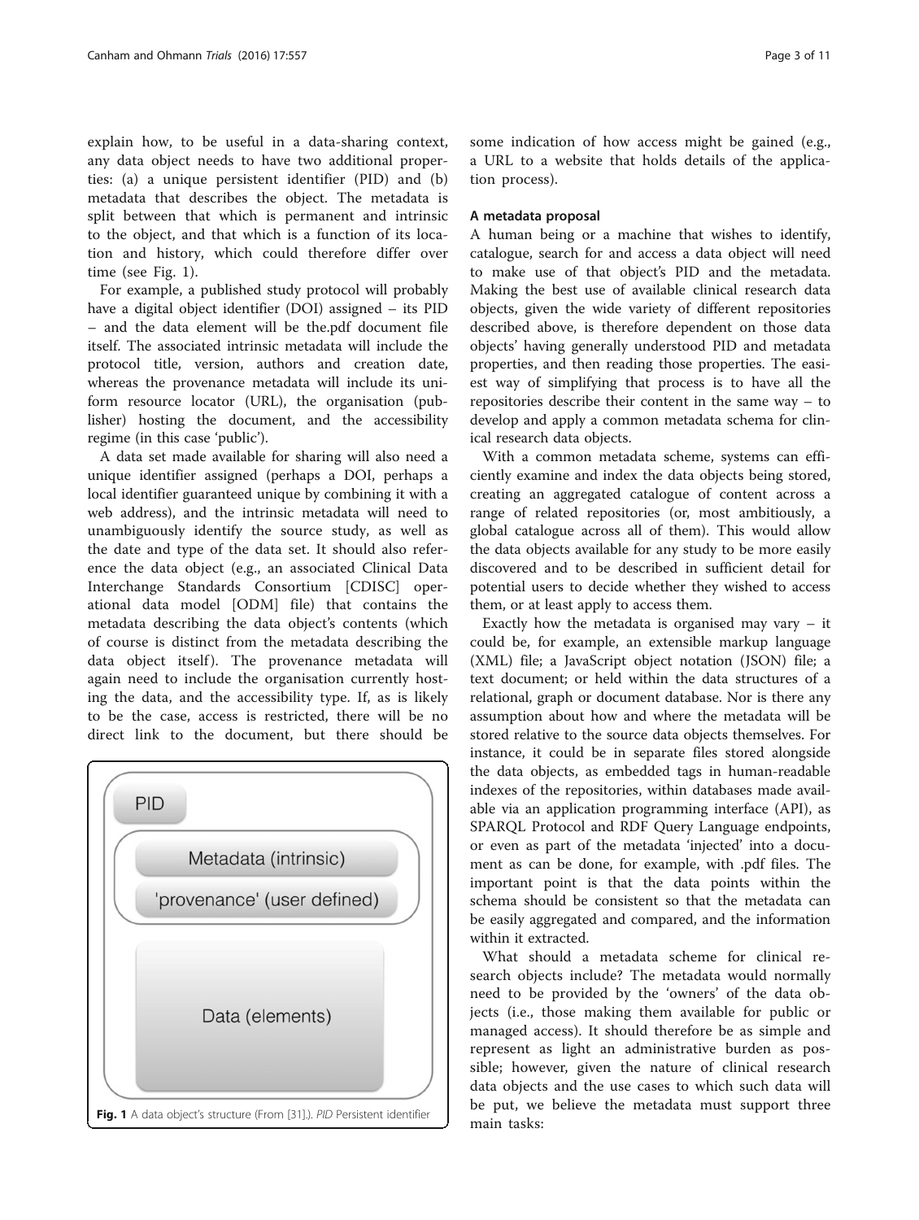explain how, to be useful in a data-sharing context, any data object needs to have two additional properties: (a) a unique persistent identifier (PID) and (b) metadata that describes the object. The metadata is split between that which is permanent and intrinsic to the object, and that which is a function of its location and history, which could therefore differ over time (see Fig. 1).

For example, a published study protocol will probably have a digital object identifier (DOI) assigned – its PID – and the data element will be the.pdf document file itself. The associated intrinsic metadata will include the protocol title, version, authors and creation date, whereas the provenance metadata will include its uniform resource locator (URL), the organisation (publisher) hosting the document, and the accessibility regime (in this case 'public').

A data set made available for sharing will also need a unique identifier assigned (perhaps a DOI, perhaps a local identifier guaranteed unique by combining it with a web address), and the intrinsic metadata will need to unambiguously identify the source study, as well as the date and type of the data set. It should also reference the data object (e.g., an associated Clinical Data Interchange Standards Consortium [CDISC] operational data model [ODM] file) that contains the metadata describing the data object's contents (which of course is distinct from the metadata describing the data object itself). The provenance metadata will again need to include the organisation currently hosting the data, and the accessibility type. If, as is likely to be the case, access is restricted, there will be no direct link to the document, but there should be some indication of how access might be gained (e.g., a URL to a website that holds details of the application process).

PID

Metadata (intrinsic)

'provenance' (user defined)

Data (elements)

**Fig. 1** A data object's structure (From [31].). *PID* Persistent identifier

#### A metadata proposal

A human being or a machine that wishes to identify, catalogue, search for and access a data object will need to make use of that object's PID and the metadata. Making the best use of available clinical research data objects, given the wide variety of different repositories described above, is therefore dependent on those data objects' having generally understood PID and metadata properties, and then reading those properties. The easiest way of simplifying that process is to have all the repositories describe their content in the same way – to develop and apply a common metadata schema for clinical research data objects.

With a common metadata scheme, systems can efficiently examine and index the data objects being stored, creating an aggregated catalogue of content across a range of related repositories (or, most ambitiously, a global catalogue across all of them). This would allow the data objects available for any study to be more easily discovered and to be described in sufficient detail for potential users to decide whether they wished to access them, or at least apply to access them.

Exactly how the metadata is organised may vary – it could be, for example, an extensible markup language (XML) file; a JavaScript object notation (JSON) file; a text document; or held within the data structures of a relational, graph or document database. Nor is there any assumption about how and where the metadata will be stored relative to the source data objects themselves. For instance, it could be in separate files stored alongside the data objects, as embedded tags in human-readable indexes of the repositories, within databases made available via an application programming interface (API), as SPARQL Protocol and RDF Query Language endpoints, or even as part of the metadata 'injected' into a document as can be done, for example, with .pdf files. The important point is that the data points within the schema should be consistent so that the metadata can be easily aggregated and compared, and the information within it extracted.

What should a metadata scheme for clinical research objects include? The metadata would normally need to be provided by the 'owners' of the data objects (i.e., those making them available for public or managed access). It should therefore be as simple and represent as light an administrative burden as possible; however, given the nature of clinical research data objects and the use cases to which such data will be put, we believe the metadata must support three main tasks: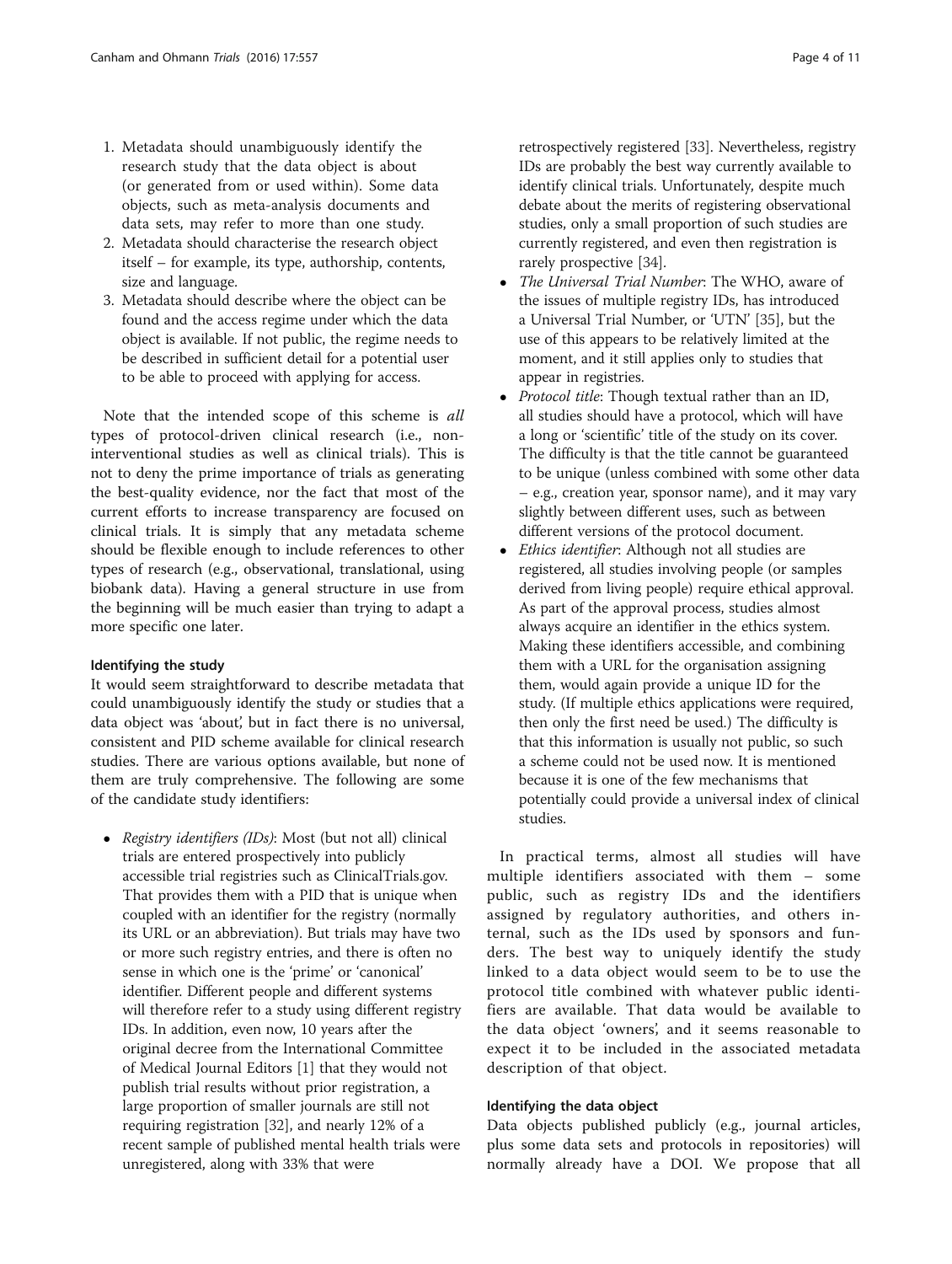1. Metadata should unambiguously identify the research study that the data object is about (or generated from or used within). Some data objects, such as meta-analysis documents and data sets, may refer to more than one study.
2. Metadata should characterise the research object itself – for example, its type, authorship, contents, size and language.
3. Metadata should describe where the object can be found and the access regime under which the data object is available. If not public, the regime needs to be described in sufficient detail for a potential user to be able to proceed with applying for access.

Note that the intended scope of this scheme is *all* types of protocol-driven clinical research (i.e., non-interventional studies as well as clinical trials). This is not to deny the prime importance of trials as generating the best-quality evidence, nor the fact that most of the current efforts to increase transparency are focused on clinical trials. It is simply that any metadata scheme should be flexible enough to include references to other types of research (e.g., observational, translational, using biobank data). Having a general structure in use from the beginning will be much easier than trying to adapt a more specific one later.

#### Identifying the study

It would seem straightforward to describe metadata that could unambiguously identify the study or studies that a data object was 'about', but in fact there is no universal, consistent and PID scheme available for clinical research studies. There are various options available, but none of them are truly comprehensive. The following are some of the candidate study identifiers:

- *Registry identifiers (IDs)*: Most (but not all) clinical trials are entered prospectively into publicly accessible trial registries such as ClinicalTrials.gov. That provides them with a PID that is unique when coupled with an identifier for the registry (normally its URL or an abbreviation). But trials may have two or more such registry entries, and there is often no sense in which one is the 'prime' or 'canonical' identifier. Different people and different systems will therefore refer to a study using different registry IDs. In addition, even now, 10 years after the original decree from the International Committee of Medical Journal Editors [1] that they would not publish trial results without prior registration, a large proportion of smaller journals are still not requiring registration [32], and nearly 12% of a recent sample of published mental health trials were unregistered, along with 33% that were retrospectively registered [33]. Nevertheless, registry IDs are probably the best way currently available to identify clinical trials. Unfortunately, despite much debate about the merits of registering observational studies, only a small proportion of such studies are currently registered, and even then registration is rarely prospective [34].
- *The Universal Trial Number*: The WHO, aware of the issues of multiple registry IDs, has introduced a Universal Trial Number, or 'UTN' [35], but the use of this appears to be relatively limited at the moment, and it still applies only to studies that appear in registries.
- *Protocol title*: Though textual rather than an ID, all studies should have a protocol, which will have a long or 'scientific' title of the study on its cover. The difficulty is that the title cannot be guaranteed to be unique (unless combined with some other data – e.g., creation year, sponsor name), and it may vary slightly between different uses, such as between different versions of the protocol document.
- *Ethics identifier*: Although not all studies are registered, all studies involving people (or samples derived from living people) require ethical approval. As part of the approval process, studies almost always acquire an identifier in the ethics system. Making these identifiers accessible, and combining them with a URL for the organisation assigning them, would again provide a unique ID for the study. (If multiple ethics applications were required, then only the first need be used.) The difficulty is that this information is usually not public, so such a scheme could not be used now. It is mentioned because it is one of the few mechanisms that potentially could provide a universal index of clinical studies.

In practical terms, almost all studies will have multiple identifiers associated with them – some public, such as registry IDs and the identifiers assigned by regulatory authorities, and others internal, such as the IDs used by sponsors and funders. The best way to uniquely identify the study linked to a data object would seem to be to use the protocol title combined with whatever public identifiers are available. That data would be available to the data object 'owners', and it seems reasonable to expect it to be included in the associated metadata description of that object.

#### Identifying the data object

Data objects published publicly (e.g., journal articles, plus some data sets and protocols in repositories) will normally already have a DOI. We propose that all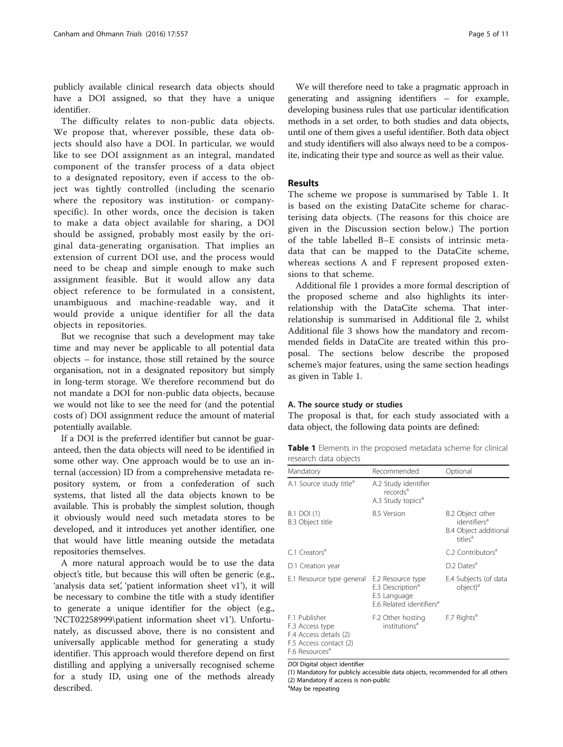publicly available clinical research data objects should have a DOI assigned, so that they have a unique identifier.

The difficulty relates to non-public data objects. We propose that, wherever possible, these data objects should also have a DOI. In particular, we would like to see DOI assignment as an integral, mandated component of the transfer process of a data object to a designated repository, even if access to the object was tightly controlled (including the scenario where the repository was institution- or company-specific). In other words, once the decision is taken to make a data object available for sharing, a DOI should be assigned, probably most easily by the original data-generating organisation. That implies an extension of current DOI use, and the process would need to be cheap and simple enough to make such assignment feasible. But it would allow any data object reference to be formulated in a consistent, unambiguous and machine-readable way, and it would provide a unique identifier for all the data objects in repositories.

But we recognise that such a development may take time and may never be applicable to all potential data objects – for instance, those still retained by the source organisation, not in a designated repository but simply in long-term storage. We therefore recommend but do not mandate a DOI for non-public data objects, because we would not like to see the need for (and the potential costs of) DOI assignment reduce the amount of material potentially available.

If a DOI is the preferred identifier but cannot be guaranteed, then the data objects will need to be identified in some other way. One approach would be to use an internal (accession) ID from a comprehensive metadata repository system, or from a confederation of such systems, that listed all the data objects known to be available. This is probably the simplest solution, though it obviously would need such metadata stores to be developed, and it introduces yet another identifier, one that would have little meaning outside the metadata repositories themselves.

A more natural approach would be to use the data object's title, but because this will often be generic (e.g., 'analysis data set', 'patient information sheet v1'), it will be necessary to combine the title with a study identifier to generate a unique identifier for the object (e.g., 'NCT02258999\patient information sheet v1'). Unfortunately, as discussed above, there is no consistent and universally applicable method for generating a study identifier. This approach would therefore depend on first distilling and applying a universally recognised scheme for a study ID, using one of the methods already described.

We will therefore need to take a pragmatic approach in generating and assigning identifiers – for example, developing business rules that use particular identification methods in a set order, to both studies and data objects, until one of them gives a useful identifier. Both data object and study identifiers will also always need to be a composite, indicating their type and source as well as their value.

## Results

The scheme we propose is summarised by Table 1. It is based on the existing DataCite scheme for characterising data objects. (The reasons for this choice are given in the Discussion section below.) The portion of the table labelled B–E consists of intrinsic metadata that can be mapped to the DataCite scheme, whereas sections A and F represent proposed extensions to that scheme.

Additional file 1 provides a more formal description of the proposed scheme and also highlights its interrelationship with the DataCite schema. That interrelationship is summarised in Additional file 2, whilst Additional file 3 shows how the mandatory and recommended fields in DataCite are treated within this proposal. The sections below describe the proposed scheme's major features, using the same section headings as given in Table 1.

### A. The source study or studies

The proposal is that, for each study associated with a data object, the following data points are defined:

**Table 1** Elements in the proposed metadata scheme for clinical research data objects

| Mandatory | Recommended | Optional |
|---|---|---|
| A.1 Source study title[a] | A.2 Study identifier records[a]<br>A.3 Study topics[a] | |
| B.1 DOI (1)<br>B.3 Object title | B.5 Version | B.2 Object other identifiers[a]<br>B.4 Object additional titles[a] |
| C.1 Creators[a] | | C.2 Contributors[a] |
| D.1 Creation year | | D.2 Dates[a] |
| E.1 Resource type general | E.2 Resource type<br>E.3 Description[a]<br>E.5 Language<br>E.6 Related identifiers[a] | E.4 Subjects (of data object)[a] |
| F.1 Publisher<br>F.3 Access type<br>F.4 Access details (2)<br>F.5 Access contact (2)<br>F.6 Resources[a] | F.2 Other hosting institutions[a] | F.7 Rights[a] |

*DOI* Digital object identifier
(1) Mandatory for publicly accessible data objects, recommended for all others
(2) Mandatory if access is non-public
[a]May be repeating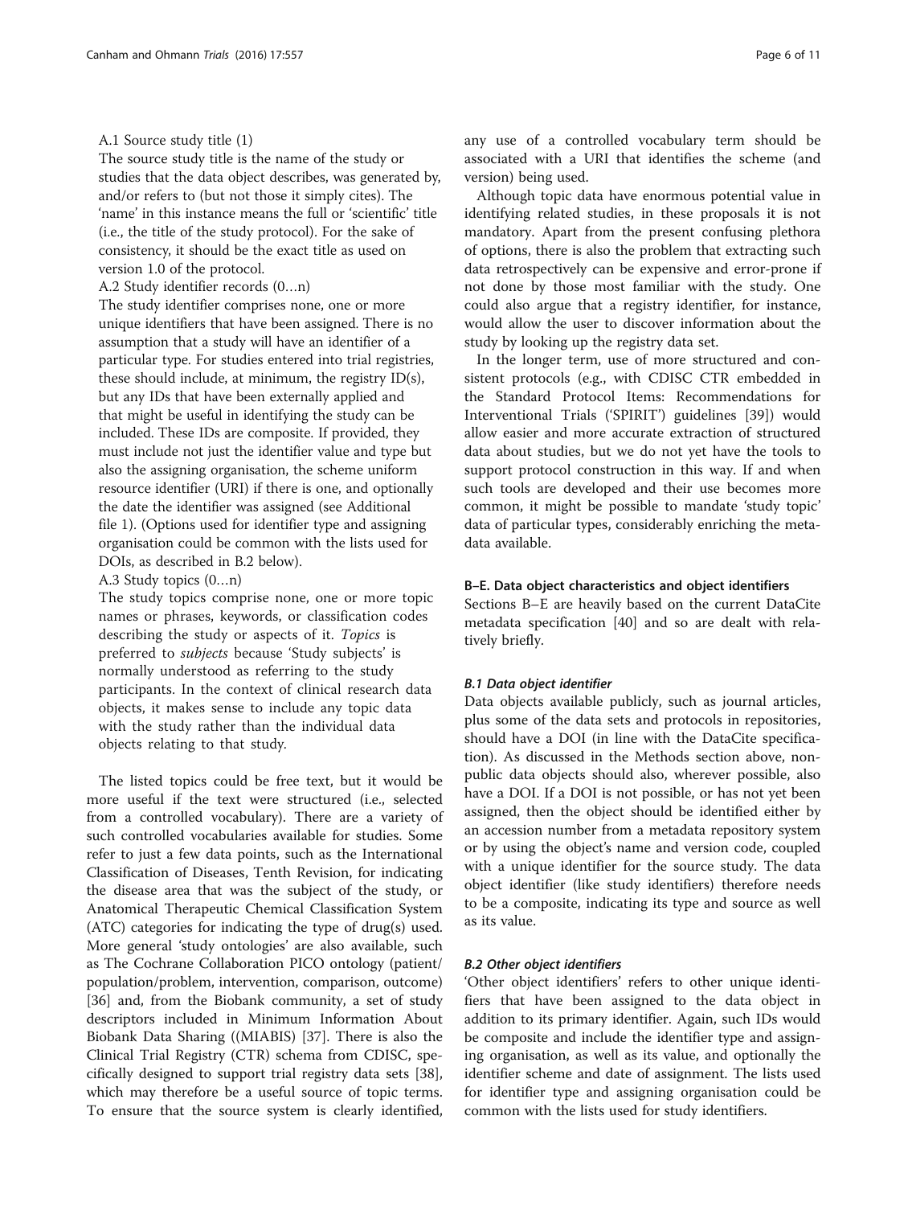A.1 Source study title (1)

The source study title is the name of the study or studies that the data object describes, was generated by, and/or refers to (but not those it simply cites). The 'name' in this instance means the full or 'scientific' title (i.e., the title of the study protocol). For the sake of consistency, it should be the exact title as used on version 1.0 of the protocol.

A.2 Study identifier records (0…n)

The study identifier comprises none, one or more unique identifiers that have been assigned. There is no assumption that a study will have an identifier of a particular type. For studies entered into trial registries, these should include, at minimum, the registry ID(s), but any IDs that have been externally applied and that might be useful in identifying the study can be included. These IDs are composite. If provided, they must include not just the identifier value and type but also the assigning organisation, the scheme uniform resource identifier (URI) if there is one, and optionally the date the identifier was assigned (see Additional file 1). (Options used for identifier type and assigning organisation could be common with the lists used for DOIs, as described in B.2 below).

A.3 Study topics (0…n)

The study topics comprise none, one or more topic names or phrases, keywords, or classification codes describing the study or aspects of it. *Topics* is preferred to *subjects* because 'Study subjects' is normally understood as referring to the study participants. In the context of clinical research data objects, it makes sense to include any topic data with the study rather than the individual data objects relating to that study.

The listed topics could be free text, but it would be more useful if the text were structured (i.e., selected from a controlled vocabulary). There are a variety of such controlled vocabularies available for studies. Some refer to just a few data points, such as the International Classification of Diseases, Tenth Revision, for indicating the disease area that was the subject of the study, or Anatomical Therapeutic Chemical Classification System (ATC) categories for indicating the type of drug(s) used. More general 'study ontologies' are also available, such as The Cochrane Collaboration PICO ontology (patient/population/problem, intervention, comparison, outcome) [36] and, from the Biobank community, a set of study descriptors included in Minimum Information About Biobank Data Sharing ((MIABIS) [37]. There is also the Clinical Trial Registry (CTR) schema from CDISC, specifically designed to support trial registry data sets [38], which may therefore be a useful source of topic terms. To ensure that the source system is clearly identified, any use of a controlled vocabulary term should be associated with a URI that identifies the scheme (and version) being used.

Although topic data have enormous potential value in identifying related studies, in these proposals it is not mandatory. Apart from the present confusing plethora of options, there is also the problem that extracting such data retrospectively can be expensive and error-prone if not done by those most familiar with the study. One could also argue that a registry identifier, for instance, would allow the user to discover information about the study by looking up the registry data set.

In the longer term, use of more structured and consistent protocols (e.g., with CDISC CTR embedded in the Standard Protocol Items: Recommendations for Interventional Trials ('SPIRIT') guidelines [39]) would allow easier and more accurate extraction of structured data about studies, but we do not yet have the tools to support protocol construction in this way. If and when such tools are developed and their use becomes more common, it might be possible to mandate 'study topic' data of particular types, considerably enriching the metadata available.

## B–E. Data object characteristics and object identifiers

Sections B–E are heavily based on the current DataCite metadata specification [40] and so are dealt with relatively briefly.

### *B.1 Data object identifier*

Data objects available publicly, such as journal articles, plus some of the data sets and protocols in repositories, should have a DOI (in line with the DataCite specification). As discussed in the Methods section above, non-public data objects should also, wherever possible, also have a DOI. If a DOI is not possible, or has not yet been assigned, then the object should be identified either by an accession number from a metadata repository system or by using the object's name and version code, coupled with a unique identifier for the source study. The data object identifier (like study identifiers) therefore needs to be a composite, indicating its type and source as well as its value.

### *B.2 Other object identifiers*

'Other object identifiers' refers to other unique identifiers that have been assigned to the data object in addition to its primary identifier. Again, such IDs would be composite and include the identifier type and assigning organisation, as well as its value, and optionally the identifier scheme and date of assignment. The lists used for identifier type and assigning organisation could be common with the lists used for study identifiers.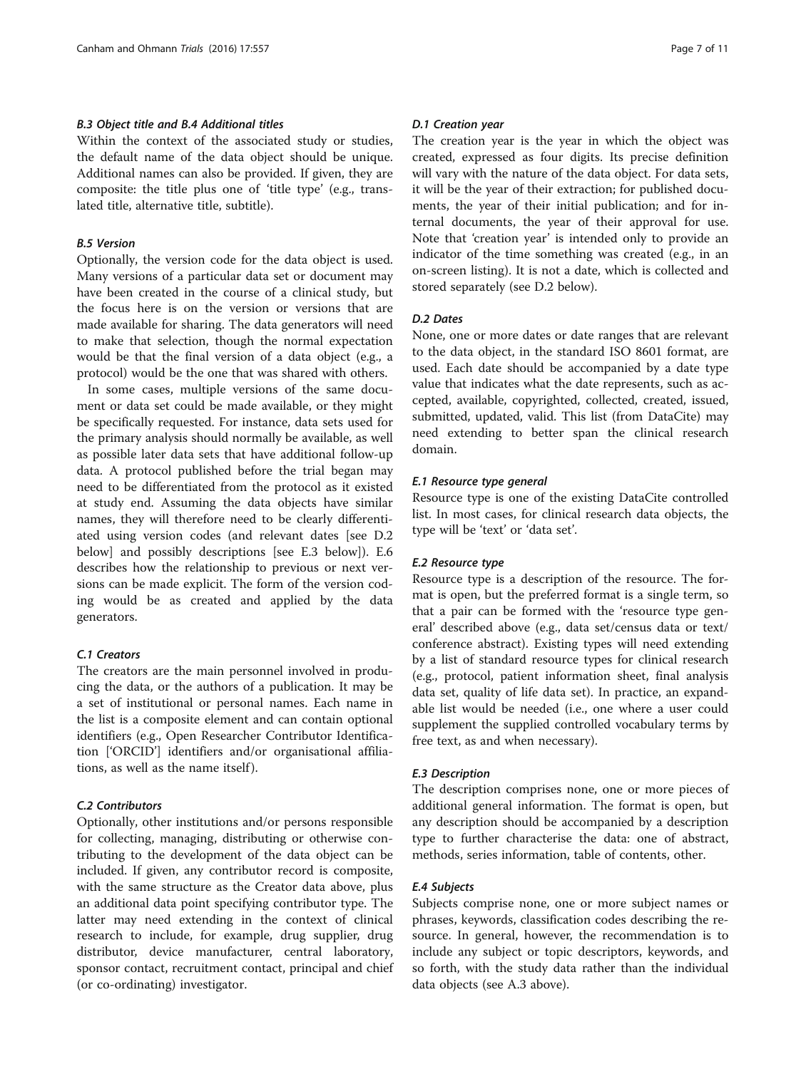#### *B.3 Object title and B.4 Additional titles*

Within the context of the associated study or studies, the default name of the data object should be unique. Additional names can also be provided. If given, they are composite: the title plus one of 'title type' (e.g., translated title, alternative title, subtitle).

#### *B.5 Version*

Optionally, the version code for the data object is used. Many versions of a particular data set or document may have been created in the course of a clinical study, but the focus here is on the version or versions that are made available for sharing. The data generators will need to make that selection, though the normal expectation would be that the final version of a data object (e.g., a protocol) would be the one that was shared with others.

In some cases, multiple versions of the same document or data set could be made available, or they might be specifically requested. For instance, data sets used for the primary analysis should normally be available, as well as possible later data sets that have additional follow-up data. A protocol published before the trial began may need to be differentiated from the protocol as it existed at study end. Assuming the data objects have similar names, they will therefore need to be clearly differentiated using version codes (and relevant dates [see D.2 below] and possibly descriptions [see E.3 below]). E.6 describes how the relationship to previous or next versions can be made explicit. The form of the version coding would be as created and applied by the data generators.

#### *C.1 Creators*

The creators are the main personnel involved in producing the data, or the authors of a publication. It may be a set of institutional or personal names. Each name in the list is a composite element and can contain optional identifiers (e.g., Open Researcher Contributor Identification ['ORCID'] identifiers and/or organisational affiliations, as well as the name itself).

#### *C.2 Contributors*

Optionally, other institutions and/or persons responsible for collecting, managing, distributing or otherwise contributing to the development of the data object can be included. If given, any contributor record is composite, with the same structure as the Creator data above, plus an additional data point specifying contributor type. The latter may need extending in the context of clinical research to include, for example, drug supplier, drug distributor, device manufacturer, central laboratory, sponsor contact, recruitment contact, principal and chief (or co-ordinating) investigator.

#### *D.1 Creation year*

The creation year is the year in which the object was created, expressed as four digits. Its precise definition will vary with the nature of the data object. For data sets, it will be the year of their extraction; for published documents, the year of their initial publication; and for internal documents, the year of their approval for use. Note that 'creation year' is intended only to provide an indicator of the time something was created (e.g., in an on-screen listing). It is not a date, which is collected and stored separately (see D.2 below).

#### *D.2 Dates*

None, one or more dates or date ranges that are relevant to the data object, in the standard ISO 8601 format, are used. Each date should be accompanied by a date type value that indicates what the date represents, such as accepted, available, copyrighted, collected, created, issued, submitted, updated, valid. This list (from DataCite) may need extending to better span the clinical research domain.

#### *E.1 Resource type general*

Resource type is one of the existing DataCite controlled list. In most cases, for clinical research data objects, the type will be 'text' or 'data set'.

#### *E.2 Resource type*

Resource type is a description of the resource. The format is open, but the preferred format is a single term, so that a pair can be formed with the 'resource type general' described above (e.g., data set/census data or text/conference abstract). Existing types will need extending by a list of standard resource types for clinical research (e.g., protocol, patient information sheet, final analysis data set, quality of life data set). In practice, an expandable list would be needed (i.e., one where a user could supplement the supplied controlled vocabulary terms by free text, as and when necessary).

#### *E.3 Description*

The description comprises none, one or more pieces of additional general information. The format is open, but any description should be accompanied by a description type to further characterise the data: one of abstract, methods, series information, table of contents, other.

#### *E.4 Subjects*

Subjects comprise none, one or more subject names or phrases, keywords, classification codes describing the resource. In general, however, the recommendation is to include any subject or topic descriptors, keywords, and so forth, with the study data rather than the individual data objects (see A.3 above).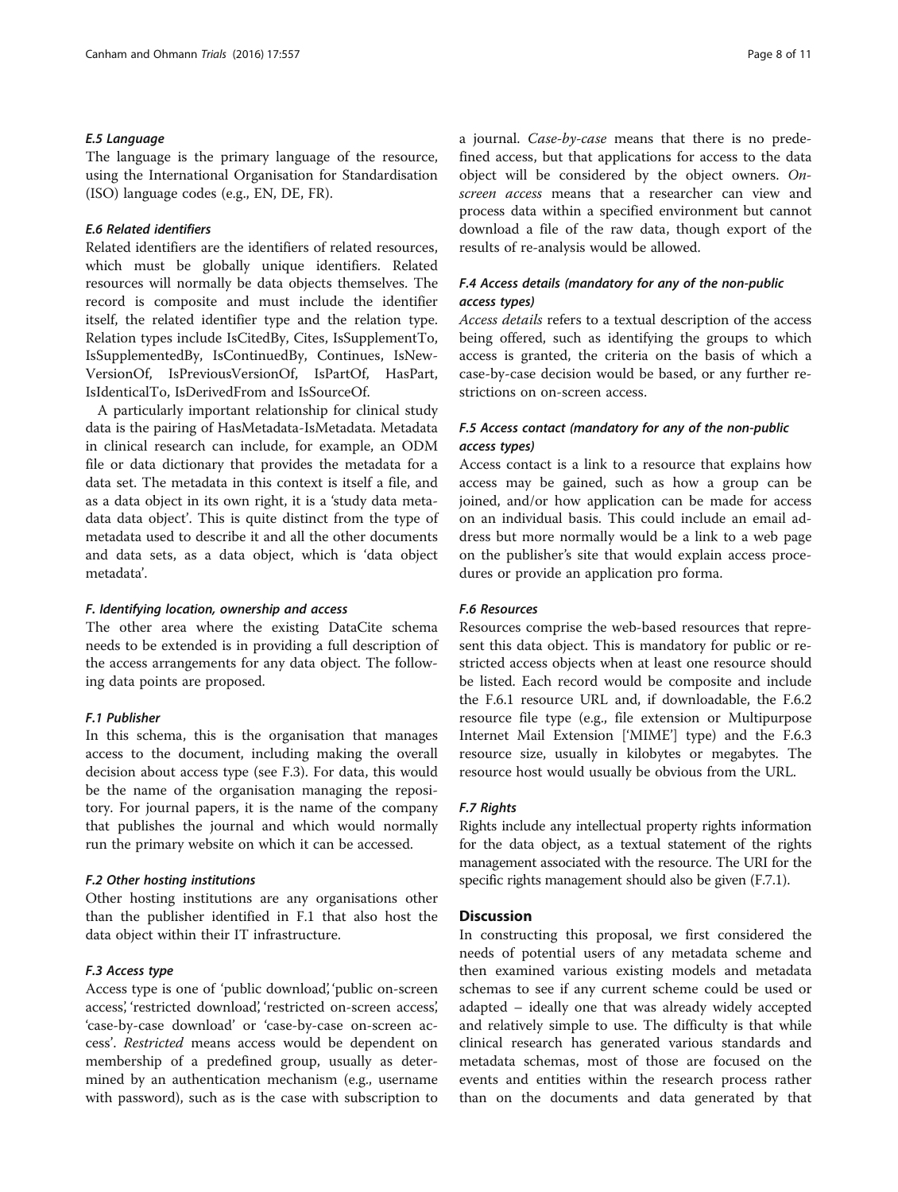#### E.5 Language

The language is the primary language of the resource, using the International Organisation for Standardisation (ISO) language codes (e.g., EN, DE, FR).

#### E.6 Related identifiers

Related identifiers are the identifiers of related resources, which must be globally unique identifiers. Related resources will normally be data objects themselves. The record is composite and must include the identifier itself, the related identifier type and the relation type. Relation types include IsCitedBy, Cites, IsSupplementTo, IsSupplementedBy, IsContinuedBy, Continues, IsNewVersionOf, IsPreviousVersionOf, IsPartOf, HasPart, IsIdenticalTo, IsDerivedFrom and IsSourceOf.

A particularly important relationship for clinical study data is the pairing of HasMetadata-IsMetadata. Metadata in clinical research can include, for example, an ODM file or data dictionary that provides the metadata for a data set. The metadata in this context is itself a file, and as a data object in its own right, it is a 'study data metadata data object'. This is quite distinct from the type of metadata used to describe it and all the other documents and data sets, as a data object, which is 'data object metadata'.

### F. Identifying location, ownership and access

The other area where the existing DataCite schema needs to be extended is in providing a full description of the access arrangements for any data object. The following data points are proposed.

#### F.1 Publisher

In this schema, this is the organisation that manages access to the document, including making the overall decision about access type (see F.3). For data, this would be the name of the organisation managing the repository. For journal papers, it is the name of the company that publishes the journal and which would normally run the primary website on which it can be accessed.

#### F.2 Other hosting institutions

Other hosting institutions are any organisations other than the publisher identified in F.1 that also host the data object within their IT infrastructure.

#### F.3 Access type

Access type is one of 'public download', 'public on-screen access', 'restricted download', 'restricted on-screen access', 'case-by-case download' or 'case-by-case on-screen access'. *Restricted* means access would be dependent on membership of a predefined group, usually as determined by an authentication mechanism (e.g., username with password), such as is the case with subscription to a journal. *Case-by-case* means that there is no predefined access, but that applications for access to the data object will be considered by the object owners. *On-screen access* means that a researcher can view and process data within a specified environment but cannot download a file of the raw data, though export of the results of re-analysis would be allowed.

#### F.4 Access details (mandatory for any of the non-public access types)

*Access details* refers to a textual description of the access being offered, such as identifying the groups to which access is granted, the criteria on the basis of which a case-by-case decision would be based, or any further restrictions on on-screen access.

#### F.5 Access contact (mandatory for any of the non-public access types)

Access contact is a link to a resource that explains how access may be gained, such as how a group can be joined, and/or how application can be made for access on an individual basis. This could include an email address but more normally would be a link to a web page on the publisher's site that would explain access procedures or provide an application pro forma.

#### F.6 Resources

Resources comprise the web-based resources that represent this data object. This is mandatory for public or restricted access objects when at least one resource should be listed. Each record would be composite and include the F.6.1 resource URL and, if downloadable, the F.6.2 resource file type (e.g., file extension or Multipurpose Internet Mail Extension ['MIME'] type) and the F.6.3 resource size, usually in kilobytes or megabytes. The resource host would usually be obvious from the URL.

#### F.7 Rights

Rights include any intellectual property rights information for the data object, as a textual statement of the rights management associated with the resource. The URI for the specific rights management should also be given (F.7.1).

## Discussion

In constructing this proposal, we first considered the needs of potential users of any metadata scheme and then examined various existing models and metadata schemas to see if any current scheme could be used or adapted – ideally one that was already widely accepted and relatively simple to use. The difficulty is that while clinical research has generated various standards and metadata schemas, most of those are focused on the events and entities within the research process rather than on the documents and data generated by that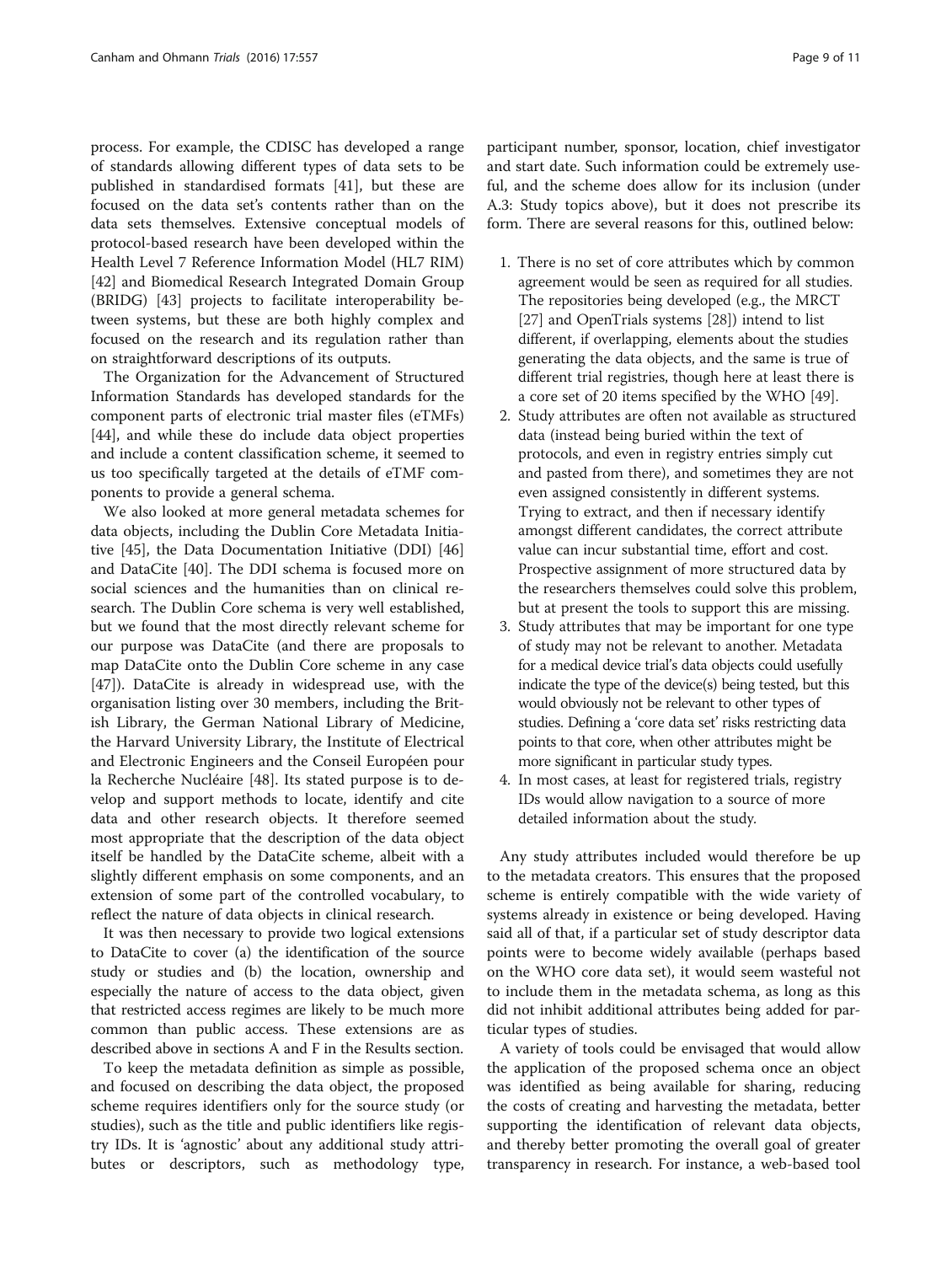process. For example, the CDISC has developed a range of standards allowing different types of data sets to be published in standardised formats [41], but these are focused on the data set's contents rather than on the data sets themselves. Extensive conceptual models of protocol-based research have been developed within the Health Level 7 Reference Information Model (HL7 RIM) [42] and Biomedical Research Integrated Domain Group (BRIDG) [43] projects to facilitate interoperability between systems, but these are both highly complex and focused on the research and its regulation rather than on straightforward descriptions of its outputs.

The Organization for the Advancement of Structured Information Standards has developed standards for the component parts of electronic trial master files (eTMFs) [44], and while these do include data object properties and include a content classification scheme, it seemed to us too specifically targeted at the details of eTMF components to provide a general schema.

We also looked at more general metadata schemes for data objects, including the Dublin Core Metadata Initiative [45], the Data Documentation Initiative (DDI) [46] and DataCite [40]. The DDI schema is focused more on social sciences and the humanities than on clinical research. The Dublin Core schema is very well established, but we found that the most directly relevant scheme for our purpose was DataCite (and there are proposals to map DataCite onto the Dublin Core scheme in any case [47]). DataCite is already in widespread use, with the organisation listing over 30 members, including the British Library, the German National Library of Medicine, the Harvard University Library, the Institute of Electrical and Electronic Engineers and the Conseil Européen pour la Recherche Nucléaire [48]. Its stated purpose is to develop and support methods to locate, identify and cite data and other research objects. It therefore seemed most appropriate that the description of the data object itself be handled by the DataCite scheme, albeit with a slightly different emphasis on some components, and an extension of some part of the controlled vocabulary, to reflect the nature of data objects in clinical research.

It was then necessary to provide two logical extensions to DataCite to cover (a) the identification of the source study or studies and (b) the location, ownership and especially the nature of access to the data object, given that restricted access regimes are likely to be much more common than public access. These extensions are as described above in sections A and F in the Results section.

To keep the metadata definition as simple as possible, and focused on describing the data object, the proposed scheme requires identifiers only for the source study (or studies), such as the title and public identifiers like registry IDs. It is 'agnostic' about any additional study attributes or descriptors, such as methodology type, participant number, sponsor, location, chief investigator and start date. Such information could be extremely useful, and the scheme does allow for its inclusion (under A.3: Study topics above), but it does not prescribe its form. There are several reasons for this, outlined below:

1. There is no set of core attributes which by common agreement would be seen as required for all studies. The repositories being developed (e.g., the MRCT [27] and OpenTrials systems [28]) intend to list different, if overlapping, elements about the studies generating the data objects, and the same is true of different trial registries, though here at least there is a core set of 20 items specified by the WHO [49].
2. Study attributes are often not available as structured data (instead being buried within the text of protocols, and even in registry entries simply cut and pasted from there), and sometimes they are not even assigned consistently in different systems. Trying to extract, and then if necessary identify amongst different candidates, the correct attribute value can incur substantial time, effort and cost. Prospective assignment of more structured data by the researchers themselves could solve this problem, but at present the tools to support this are missing.
3. Study attributes that may be important for one type of study may not be relevant to another. Metadata for a medical device trial's data objects could usefully indicate the type of the device(s) being tested, but this would obviously not be relevant to other types of studies. Defining a 'core data set' risks restricting data points to that core, when other attributes might be more significant in particular study types.
4. In most cases, at least for registered trials, registry IDs would allow navigation to a source of more detailed information about the study.

Any study attributes included would therefore be up to the metadata creators. This ensures that the proposed scheme is entirely compatible with the wide variety of systems already in existence or being developed. Having said all of that, if a particular set of study descriptor data points were to become widely available (perhaps based on the WHO core data set), it would seem wasteful not to include them in the metadata schema, as long as this did not inhibit additional attributes being added for particular types of studies.

A variety of tools could be envisaged that would allow the application of the proposed schema once an object was identified as being available for sharing, reducing the costs of creating and harvesting the metadata, better supporting the identification of relevant data objects, and thereby better promoting the overall goal of greater transparency in research. For instance, a web-based tool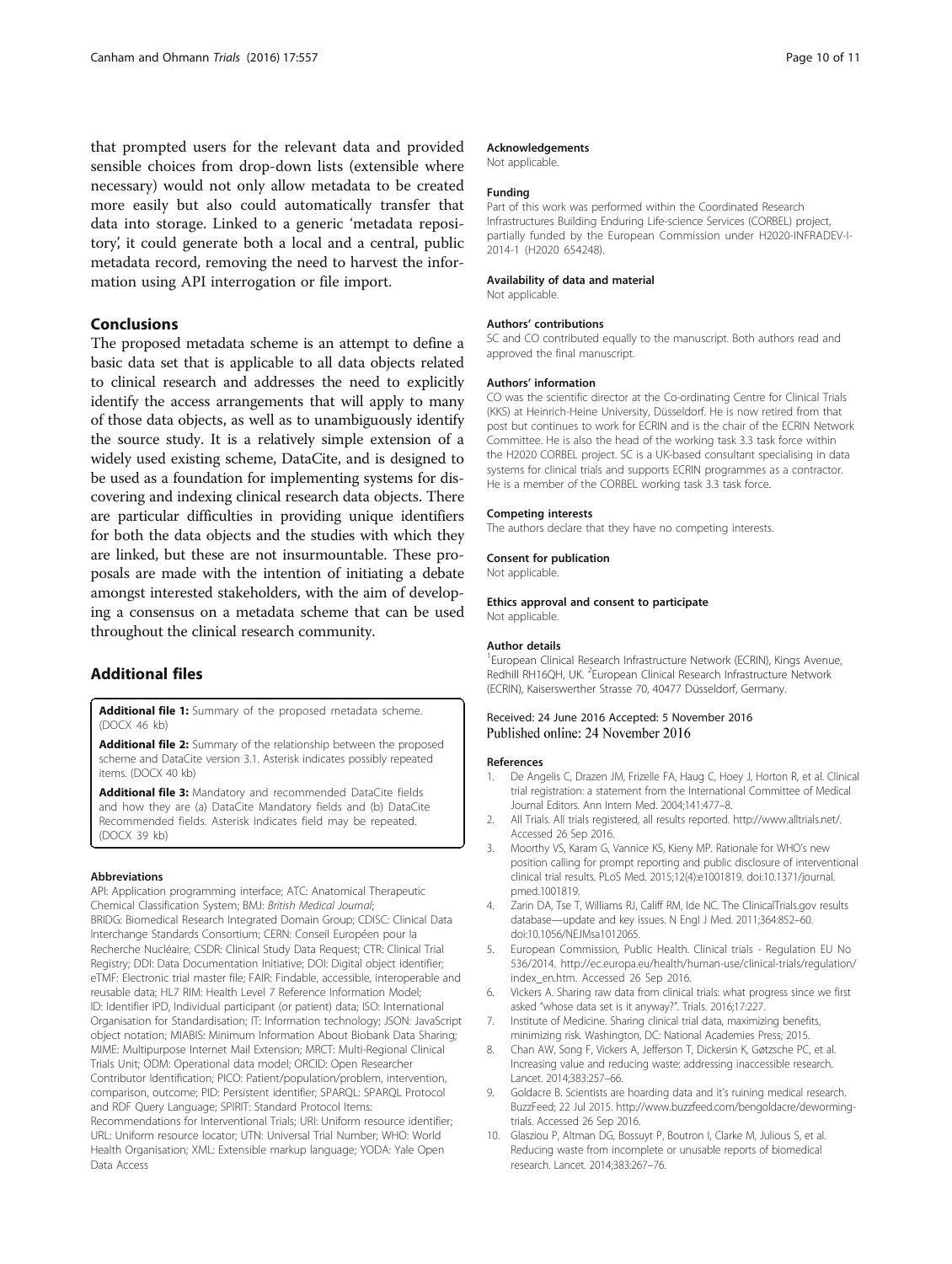that prompted users for the relevant data and provided sensible choices from drop-down lists (extensible where necessary) would not only allow metadata to be created more easily but also could automatically transfer that data into storage. Linked to a generic 'metadata repository', it could generate both a local and a central, public metadata record, removing the need to harvest the information using API interrogation or file import.

## Conclusions

The proposed metadata scheme is an attempt to define a basic data set that is applicable to all data objects related to clinical research and addresses the need to explicitly identify the access arrangements that will apply to many of those data objects, as well as to unambiguously identify the source study. It is a relatively simple extension of a widely used existing scheme, DataCite, and is designed to be used as a foundation for implementing systems for discovering and indexing clinical research data objects. There are particular difficulties in providing unique identifiers for both the data objects and the studies with which they are linked, but these are not insurmountable. These proposals are made with the intention of initiating a debate amongst interested stakeholders, with the aim of developing a consensus on a metadata scheme that can be used throughout the clinical research community.

## Additional files

**Additional file 1:** Summary of the proposed metadata scheme. (DOCX 46 kb)

**Additional file 2:** Summary of the relationship between the proposed scheme and DataCite version 3.1. Asterisk indicates possibly repeated items. (DOCX 40 kb)

**Additional file 3:** Mandatory and recommended DataCite fields and how they are (a) DataCite Mandatory fields and (b) DataCite Recommended fields. Asterisk indicates field may be repeated. (DOCX 39 kb)

#### Abbreviations

API: Application programming interface; ATC: Anatomical Therapeutic Chemical Classification System; BMJ: *British Medical Journal*; BRIDG: Biomedical Research Integrated Domain Group; CDISC: Clinical Data Interchange Standards Consortium; CERN: Conseil Européen pour la Recherche Nucléaire; CSDR: Clinical Study Data Request; CTR: Clinical Trial Registry; DDI: Data Documentation Initiative; DOI: Digital object identifier; eTMF: Electronic trial master file; FAIR: Findable, accessible, interoperable and reusable data; HL7 RIM: Health Level 7 Reference Information Model; ID: Identifier IPD, Individual participant (or patient) data; ISO: International Organisation for Standardisation; IT: Information technology; JSON: JavaScript object notation; MIABIS: Minimum Information About Biobank Data Sharing; MIME: Multipurpose Internet Mail Extension; MRCT: Multi-Regional Clinical Trials Unit; ODM: Operational data model; ORCID: Open Researcher Contributor Identification; PICO: Patient/population/problem, intervention, comparison, outcome; PID: Persistent identifier; SPARQL: SPARQL Protocol and RDF Query Language; SPIRIT: Standard Protocol Items: Recommendations for Interventional Trials; URI: Uniform resource identifier; URL: Uniform resource locator; UTN: Universal Trial Number; WHO: World Health Organisation; XML: Extensible markup language; YODA: Yale Open Data Access

#### Acknowledgements

Not applicable.

#### Funding

Part of this work was performed within the Coordinated Research Infrastructures Building Enduring Life-science Services (CORBEL) project, partially funded by the European Commission under H2020-INFRADEV-I-2014-1 (H2020 654248).

#### Availability of data and material

Not applicable.

#### Authors' contributions

SC and CO contributed equally to the manuscript. Both authors read and approved the final manuscript.

#### Authors' information

CO was the scientific director at the Co-ordinating Centre for Clinical Trials (KKS) at Heinrich-Heine University, Düsseldorf. He is now retired from that post but continues to work for ECRIN and is the chair of the ECRIN Network Committee. He is also the head of the working task 3.3 task force within the H2020 CORBEL project. SC is a UK-based consultant specialising in data systems for clinical trials and supports ECRIN programmes as a contractor. He is a member of the CORBEL working task 3.3 task force.

#### Competing interests

The authors declare that they have no competing interests.

#### Consent for publication

Not applicable.

#### Ethics approval and consent to participate

Not applicable.

#### Author details

[1]European Clinical Research Infrastructure Network (ECRIN), Kings Avenue, Redhill RH16QH, UK. [2]European Clinical Research Infrastructure Network (ECRIN), Kaiserswerther Strasse 70, 40477 Düsseldorf, Germany.

Received: 24 June 2016 Accepted: 5 November 2016
Published online: 24 November 2016

#### References

1. De Angelis C, Drazen JM, Frizelle FA, Haug C, Hoey J, Horton R, et al. Clinical trial registration: a statement from the International Committee of Medical Journal Editors. Ann Intern Med. 2004;141:477–8.
2. All Trials. All trials registered, all results reported. http://www.alltrials.net/. Accessed 26 Sep 2016.
3. Moorthy VS, Karam G, Vannice KS, Kieny MP. Rationale for WHO's new position calling for prompt reporting and public disclosure of interventional clinical trial results. PLoS Med. 2015;12(4):e1001819. doi:10.1371/journal.pmed.1001819.
4. Zarin DA, Tse T, Williams RJ, Califf RM, Ide NC. The ClinicalTrials.gov results database—update and key issues. N Engl J Med. 2011;364:852–60. doi:10.1056/NEJMsa1012065.
5. European Commission, Public Health. Clinical trials - Regulation EU No 536/2014. http://ec.europa.eu/health/human-use/clinical-trials/regulation/index_en.htm. Accessed 26 Sep 2016.
6. Vickers A. Sharing raw data from clinical trials: what progress since we first asked "whose data set is it anyway?". Trials. 2016;17:227.
7. Institute of Medicine. Sharing clinical trial data, maximizing benefits, minimizing risk. Washington, DC: National Academies Press; 2015.
8. Chan AW, Song F, Vickers A, Jefferson T, Dickersin K, Gøtzsche PC, et al. Increasing value and reducing waste: addressing inaccessible research. Lancet. 2014;383:257–66.
9. Goldacre B. Scientists are hoarding data and it's ruining medical research. BuzzFeed; 22 Jul 2015. http://www.buzzfeed.com/bengoldacre/deworming-trials. Accessed 26 Sep 2016.
10. Glasziou P, Altman DG, Bossuyt P, Boutron I, Clarke M, Julious S, et al. Reducing waste from incomplete or unusable reports of biomedical research. Lancet. 2014;383:267–76.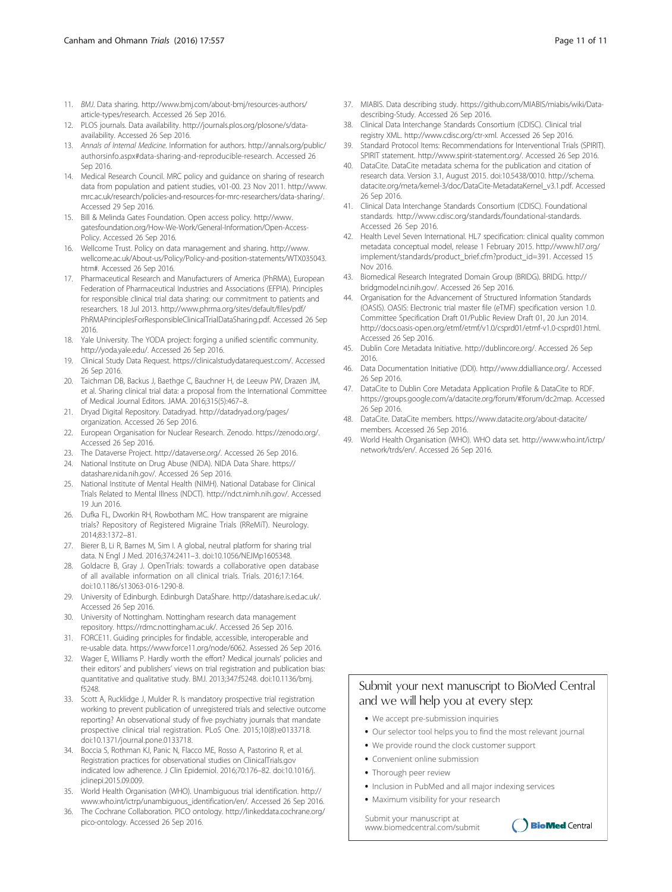11. *BMJ*. Data sharing. http://www.bmj.com/about-bmj/resources-authors/article-types/research. Accessed 26 Sep 2016.
12. PLOS journals. Data availability. http://journals.plos.org/plosone/s/data-availability. Accessed 26 Sep 2016.
13. *Annals of Internal Medicine*. Information for authors. http://annals.org/public/authorsinfo.aspx#data-sharing-and-reproducible-research. Accessed 26 Sep 2016.
14. Medical Research Council. MRC policy and guidance on sharing of research data from population and patient studies, v01-00. 23 Nov 2011. http://www.mrc.ac.uk/research/policies-and-resources-for-mrc-researchers/data-sharing/. Accessed 29 Sep 2016.
15. Bill & Melinda Gates Foundation. Open access policy. http://www.gatesfoundation.org/How-We-Work/General-Information/Open-Access-Policy. Accessed 26 Sep 2016.
16. Wellcome Trust. Policy on data management and sharing. http://www.wellcome.ac.uk/About-us/Policy/Policy-and-position-statements/WTX035043.htm#. Accessed 26 Sep 2016.
17. Pharmaceutical Research and Manufacturers of America (PhRMA), European Federation of Pharmaceutical Industries and Associations (EFPIA). Principles for responsible clinical trial data sharing: our commitment to patients and researchers. 18 Jul 2013. http://www.phrma.org/sites/default/files/pdf/PhRMAPrinciplesForResponsibleClinicalTrialDataSharing.pdf. Accessed 26 Sep 2016.
18. Yale University. The YODA project: forging a unified scientific community. http://yoda.yale.edu/. Accessed 26 Sep 2016.
19. Clinical Study Data Request. https://clinicalstudydatarequest.com/. Accessed 26 Sep 2016.
20. Taichman DB, Backus J, Baethge C, Bauchner H, de Leeuw PW, Drazen JM, et al. Sharing clinical trial data: a proposal from the International Committee of Medical Journal Editors. JAMA. 2016;315(5):467–8.
21. Dryad Digital Repository. Datadryad. http://datadryad.org/pages/organization. Accessed 26 Sep 2016.
22. European Organisation for Nuclear Research. Zenodo. https://zenodo.org/. Accessed 26 Sep 2016.
23. The Dataverse Project. http://dataverse.org/. Accessed 26 Sep 2016.
24. National Institute on Drug Abuse (NIDA). NIDA Data Share. https://datashare.nida.nih.gov/. Accessed 26 Sep 2016.
25. National Institute of Mental Health (NIMH). National Database for Clinical Trials Related to Mental Illness (NDCT). http://ndct.nimh.nih.gov/. Accessed 19 Jun 2016.
26. Dufka FL, Dworkin RH, Rowbotham MC. How transparent are migraine trials? Repository of Registered Migraine Trials (RReMiT). Neurology. 2014;83:1372–81.
27. Bierer B, Li R, Barnes M, Sim I. A global, neutral platform for sharing trial data. N Engl J Med. 2016;374:2411–3. doi:10.1056/NEJMp1605348.
28. Goldacre B, Gray J. OpenTrials: towards a collaborative open database of all available information on all clinical trials. Trials. 2016;17:164. doi:10.1186/s13063-016-1290-8.
29. University of Edinburgh. Edinburgh DataShare. http://datashare.is.ed.ac.uk/. Accessed 26 Sep 2016.
30. University of Nottingham. Nottingham research data management repository. https://rdmc.nottingham.ac.uk/. Accessed 26 Sep 2016.
31. FORCE11. Guiding principles for findable, accessible, interoperable and re-usable data. https://www.force11.org/node/6062. Assessed 26 Sep 2016.
32. Wager E, Williams P. Hardly worth the effort? Medical journals' policies and their editors' and publishers' views on trial registration and publication bias: quantitative and qualitative study. BMJ. 2013;347:f5248. doi:10.1136/bmj.f5248.
33. Scott A, Rucklidge J, Mulder R. Is mandatory prospective trial registration working to prevent publication of unregistered trials and selective outcome reporting? An observational study of five psychiatry journals that mandate prospective clinical trial registration. PLoS One. 2015;10(8):e0133718. doi:10.1371/journal.pone.0133718.
34. Boccia S, Rothman KJ, Panic N, Flacco ME, Rosso A, Pastorino R, et al. Registration practices for observational studies on ClinicalTrials.gov indicated low adherence. J Clin Epidemiol. 2016;70:176–82. doi:10.1016/j.jclinepi.2015.09.009.
35. World Health Organisation (WHO). Unambiguous trial identification. http://www.who.int/ictrp/unambiguous_identification/en/. Accessed 26 Sep 2016.
36. The Cochrane Collaboration. PICO ontology. http://linkeddata.cochrane.org/pico-ontology. Accessed 26 Sep 2016.
37. MIABIS. Data describing study. https://github.com/MIABIS/miabis/wiki/Data-describing-Study. Accessed 26 Sep 2016.
38. Clinical Data Interchange Standards Consortium (CDISC). Clinical trial registry XML. http://www.cdisc.org/ctr-xml. Accessed 26 Sep 2016.
39. Standard Protocol Items: Recommendations for Interventional Trials (SPIRIT). SPIRIT statement. http://www.spirit-statement.org/. Accessed 26 Sep 2016.
40. DataCite. DataCite metadata schema for the publication and citation of research data. Version 3.1, August 2015. doi:10.5438/0010. http://schema.datacite.org/meta/kernel-3/doc/DataCite-MetadataKernel_v3.1.pdf. Accessed 26 Sep 2016.
41. Clinical Data Interchange Standards Consortium (CDISC). Foundational standards. http://www.cdisc.org/standards/foundational-standards. Accessed 26 Sep 2016.
42. Health Level Seven International. HL7 specification: clinical quality common metadata conceptual model, release 1 February 2015. http://www.hl7.org/implement/standards/product_brief.cfm?product_id=391. Accessed 15 Nov 2016.
43. Biomedical Research Integrated Domain Group (BRIDG). BRIDG. http://bridgmodel.nci.nih.gov/. Accessed 26 Sep 2016.
44. Organisation for the Advancement of Structured Information Standards (OASIS). OASIS: Electronic trial master file (eTMF) specification version 1.0. Committee Specification Draft 01/Public Review Draft 01, 20 Jun 2014. http://docs.oasis-open.org/etmf/etmf/v1.0/csprd01/etmf-v1.0-csprd01.html. Accessed 26 Sep 2016.
45. Dublin Core Metadata Initiative. http://dublincore.org/. Accessed 26 Sep 2016.
46. Data Documentation Initiative (DDI). http://www.ddialliance.org/. Accessed 26 Sep 2016.
47. DataCite to Dublin Core Metadata Application Profile & DataCite to RDF. https://groups.google.com/a/datacite.org/forum/#!forum/dc2map. Accessed 26 Sep 2016.
48. DataCite. DataCite members. https://www.datacite.org/about-datacite/members. Accessed 26 Sep 2016.
49. World Health Organisation (WHO). WHO data set. http://www.who.int/ictrp/network/trds/en/. Accessed 26 Sep 2016.

Submit your next manuscript to BioMed Central and we will help you at every step:

- We accept pre-submission inquiries
- Our selector tool helps you to find the most relevant journal
- We provide round the clock customer support
- Convenient online submission
- Thorough peer review
- Inclusion in PubMed and all major indexing services
- Maximum visibility for your research

Submit your manuscript at www.biomedcentral.com/submit